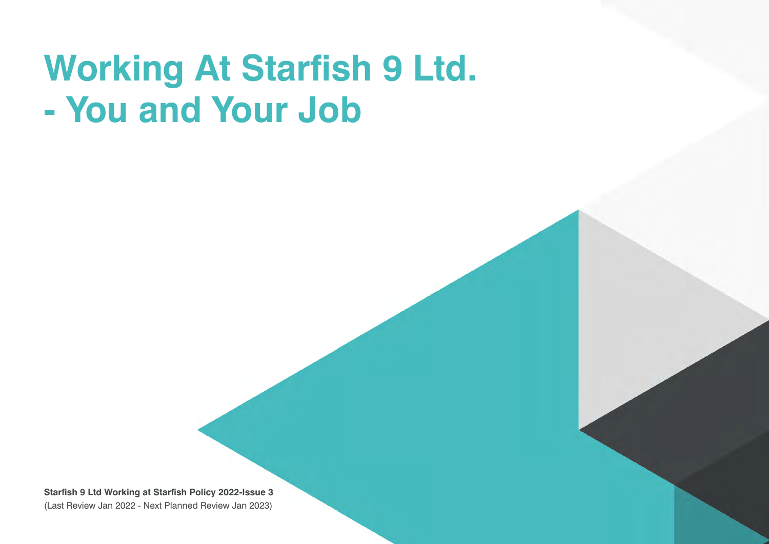# Working At Starfish 9 Ltd. - You and Your Job

**Starfish 9 Ltd Working at Starfish Policy 2022-Issue 3**
(Last Review Jan 2022 - Next Planned Review Jan 2023)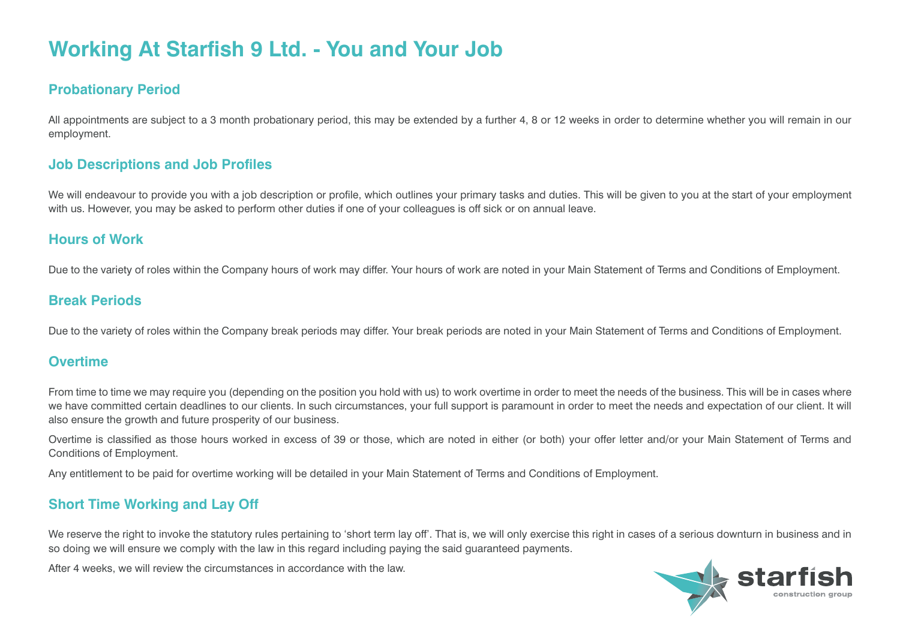# Working At Starfish 9 Ltd. - You and Your Job

## Probationary Period

All appointments are subject to a 3 month probationary period, this may be extended by a further 4, 8 or 12 weeks in order to determine whether you will remain in our employment.

## Job Descriptions and Job Profiles

We will endeavour to provide you with a job description or profile, which outlines your primary tasks and duties. This will be given to you at the start of your employment with us. However, you may be asked to perform other duties if one of your colleagues is off sick or on annual leave.

## Hours of Work

Due to the variety of roles within the Company hours of work may differ. Your hours of work are noted in your Main Statement of Terms and Conditions of Employment.

## Break Periods

Due to the variety of roles within the Company break periods may differ. Your break periods are noted in your Main Statement of Terms and Conditions of Employment.

## Overtime

From time to time we may require you (depending on the position you hold with us) to work overtime in order to meet the needs of the business. This will be in cases where we have committed certain deadlines to our clients. In such circumstances, your full support is paramount in order to meet the needs and expectation of our client. It will also ensure the growth and future prosperity of our business.

Overtime is classified as those hours worked in excess of 39 or those, which are noted in either (or both) your offer letter and/or your Main Statement of Terms and Conditions of Employment.

Any entitlement to be paid for overtime working will be detailed in your Main Statement of Terms and Conditions of Employment.

## Short Time Working and Lay Off

We reserve the right to invoke the statutory rules pertaining to 'short term lay off'. That is, we will only exercise this right in cases of a serious downturn in business and in so doing we will ensure we comply with the law in this regard including paying the said guaranteed payments.

After 4 weeks, we will review the circumstances in accordance with the law.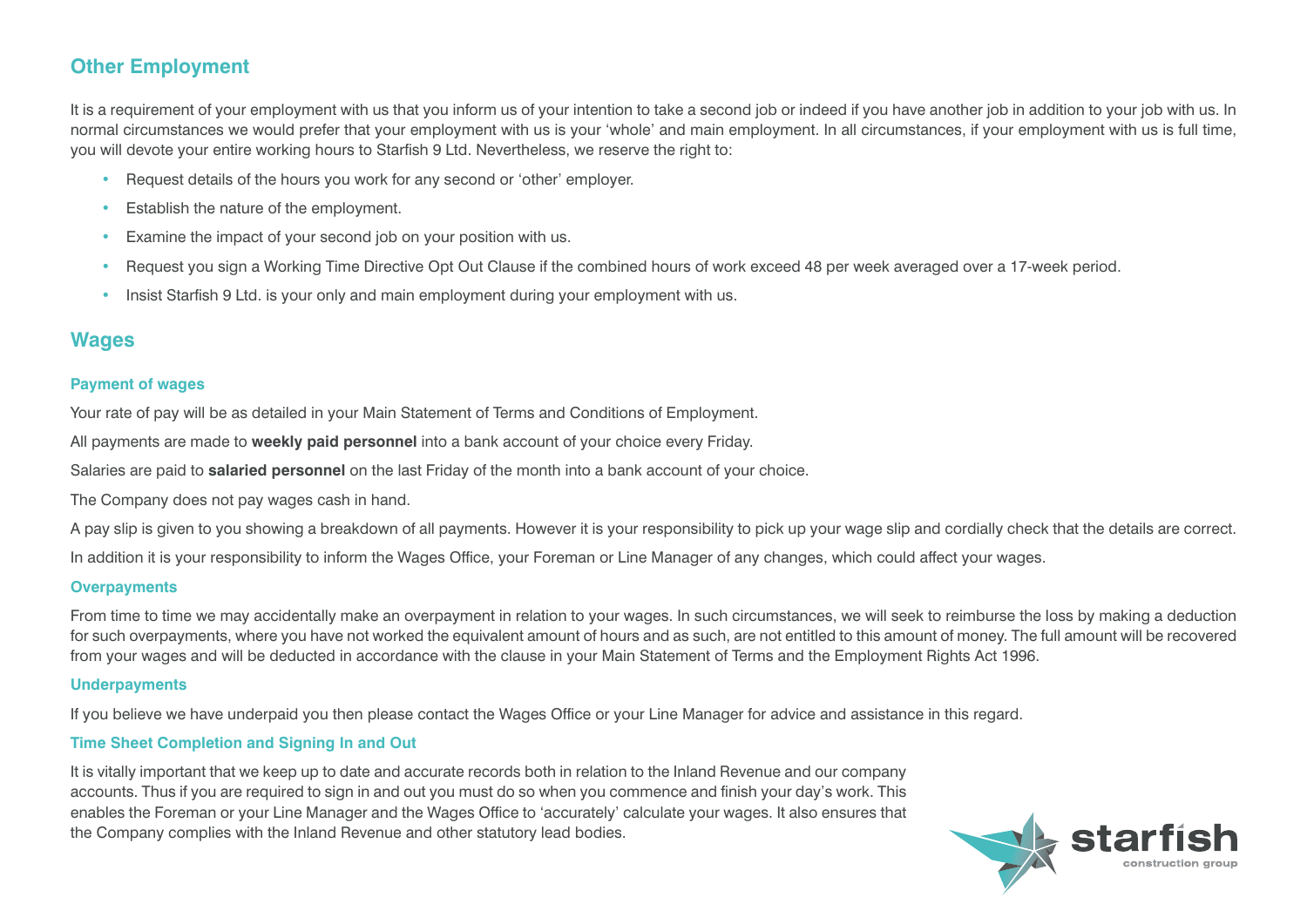## Other Employment

It is a requirement of your employment with us that you inform us of your intention to take a second job or indeed if you have another job in addition to your job with us. In normal circumstances we would prefer that your employment with us is your 'whole' and main employment. In all circumstances, if your employment with us is full time, you will devote your entire working hours to Starfish 9 Ltd. Nevertheless, we reserve the right to:

- Request details of the hours you work for any second or 'other' employer.
- Establish the nature of the employment.
- Examine the impact of your second job on your position with us.
- Request you sign a Working Time Directive Opt Out Clause if the combined hours of work exceed 48 per week averaged over a 17-week period.
- Insist Starfish 9 Ltd. is your only and main employment during your employment with us.

## Wages

### Payment of wages

Your rate of pay will be as detailed in your Main Statement of Terms and Conditions of Employment.

All payments are made to **weekly paid personnel** into a bank account of your choice every Friday.

Salaries are paid to **salaried personnel** on the last Friday of the month into a bank account of your choice.

The Company does not pay wages cash in hand.

A pay slip is given to you showing a breakdown of all payments. However it is your responsibility to pick up your wage slip and cordially check that the details are correct.

In addition it is your responsibility to inform the Wages Office, your Foreman or Line Manager of any changes, which could affect your wages.

### Overpayments

From time to time we may accidentally make an overpayment in relation to your wages. In such circumstances, we will seek to reimburse the loss by making a deduction for such overpayments, where you have not worked the equivalent amount of hours and as such, are not entitled to this amount of money. The full amount will be recovered from your wages and will be deducted in accordance with the clause in your Main Statement of Terms and the Employment Rights Act 1996.

### Underpayments

If you believe we have underpaid you then please contact the Wages Office or your Line Manager for advice and assistance in this regard.

### Time Sheet Completion and Signing In and Out

It is vitally important that we keep up to date and accurate records both in relation to the Inland Revenue and our company accounts. Thus if you are required to sign in and out you must do so when you commence and finish your day's work. This enables the Foreman or your Line Manager and the Wages Office to 'accurately' calculate your wages. It also ensures that the Company complies with the Inland Revenue and other statutory lead bodies.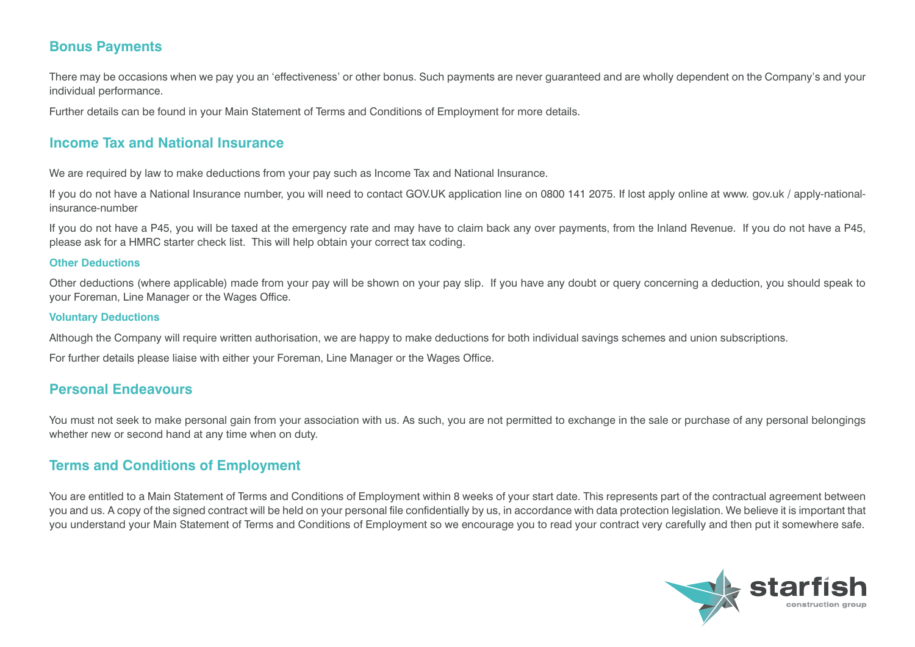## Bonus Payments

There may be occasions when we pay you an 'effectiveness' or other bonus. Such payments are never guaranteed and are wholly dependent on the Company's and your individual performance.

Further details can be found in your Main Statement of Terms and Conditions of Employment for more details.

## Income Tax and National Insurance

We are required by law to make deductions from your pay such as Income Tax and National Insurance.

If you do not have a National Insurance number, you will need to contact GOV.UK application line on 0800 141 2075. If lost apply online at www. gov.uk / apply-national-insurance-number

If you do not have a P45, you will be taxed at the emergency rate and may have to claim back any over payments, from the Inland Revenue. If you do not have a P45, please ask for a HMRC starter check list. This will help obtain your correct tax coding.

### Other Deductions

Other deductions (where applicable) made from your pay will be shown on your pay slip. If you have any doubt or query concerning a deduction, you should speak to your Foreman, Line Manager or the Wages Office.

### Voluntary Deductions

Although the Company will require written authorisation, we are happy to make deductions for both individual savings schemes and union subscriptions.

For further details please liaise with either your Foreman, Line Manager or the Wages Office.

## Personal Endeavours

You must not seek to make personal gain from your association with us. As such, you are not permitted to exchange in the sale or purchase of any personal belongings whether new or second hand at any time when on duty.

## Terms and Conditions of Employment

You are entitled to a Main Statement of Terms and Conditions of Employment within 8 weeks of your start date. This represents part of the contractual agreement between you and us. A copy of the signed contract will be held on your personal file confidentially by us, in accordance with data protection legislation. We believe it is important that you understand your Main Statement of Terms and Conditions of Employment so we encourage you to read your contract very carefully and then put it somewhere safe.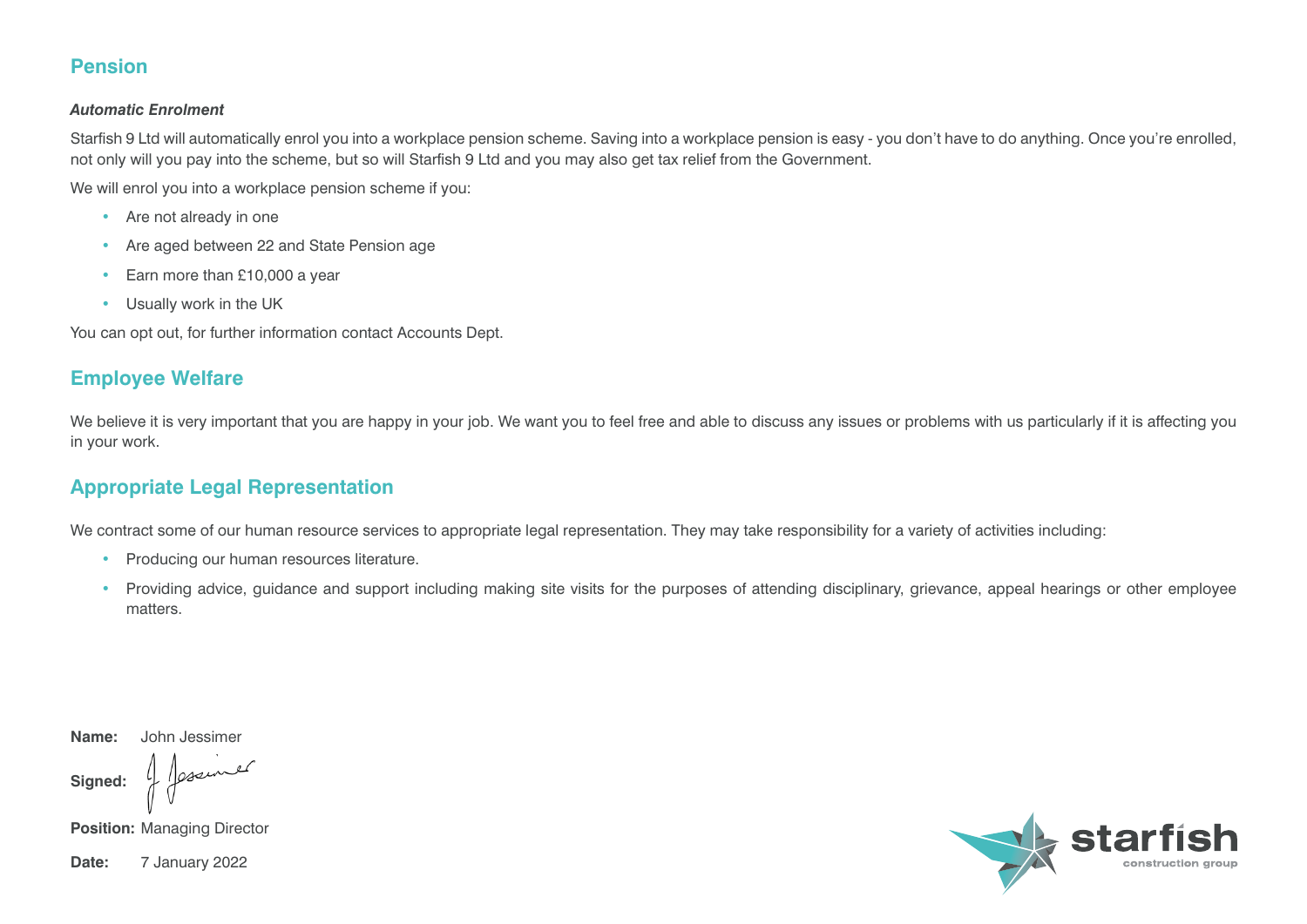## Pension

***Automatic Enrolment***

Starfish 9 Ltd will automatically enrol you into a workplace pension scheme. Saving into a workplace pension is easy - you don't have to do anything. Once you're enrolled, not only will you pay into the scheme, but so will Starfish 9 Ltd and you may also get tax relief from the Government.

We will enrol you into a workplace pension scheme if you:

- Are not already in one
- Are aged between 22 and State Pension age
- Earn more than £10,000 a year
- Usually work in the UK

You can opt out, for further information contact Accounts Dept.

## Employee Welfare

We believe it is very important that you are happy in your job. We want you to feel free and able to discuss any issues or problems with us particularly if it is affecting you in your work.

## Appropriate Legal Representation

We contract some of our human resource services to appropriate legal representation. They may take responsibility for a variety of activities including:

- Producing our human resources literature.
- Providing advice, guidance and support including making site visits for the purposes of attending disciplinary, grievance, appeal hearings or other employee matters.

**Name:** John Jessimer

**Signed:** J Jessimer

**Position:** Managing Director

**Date:** 7 January 2022

starfish construction group